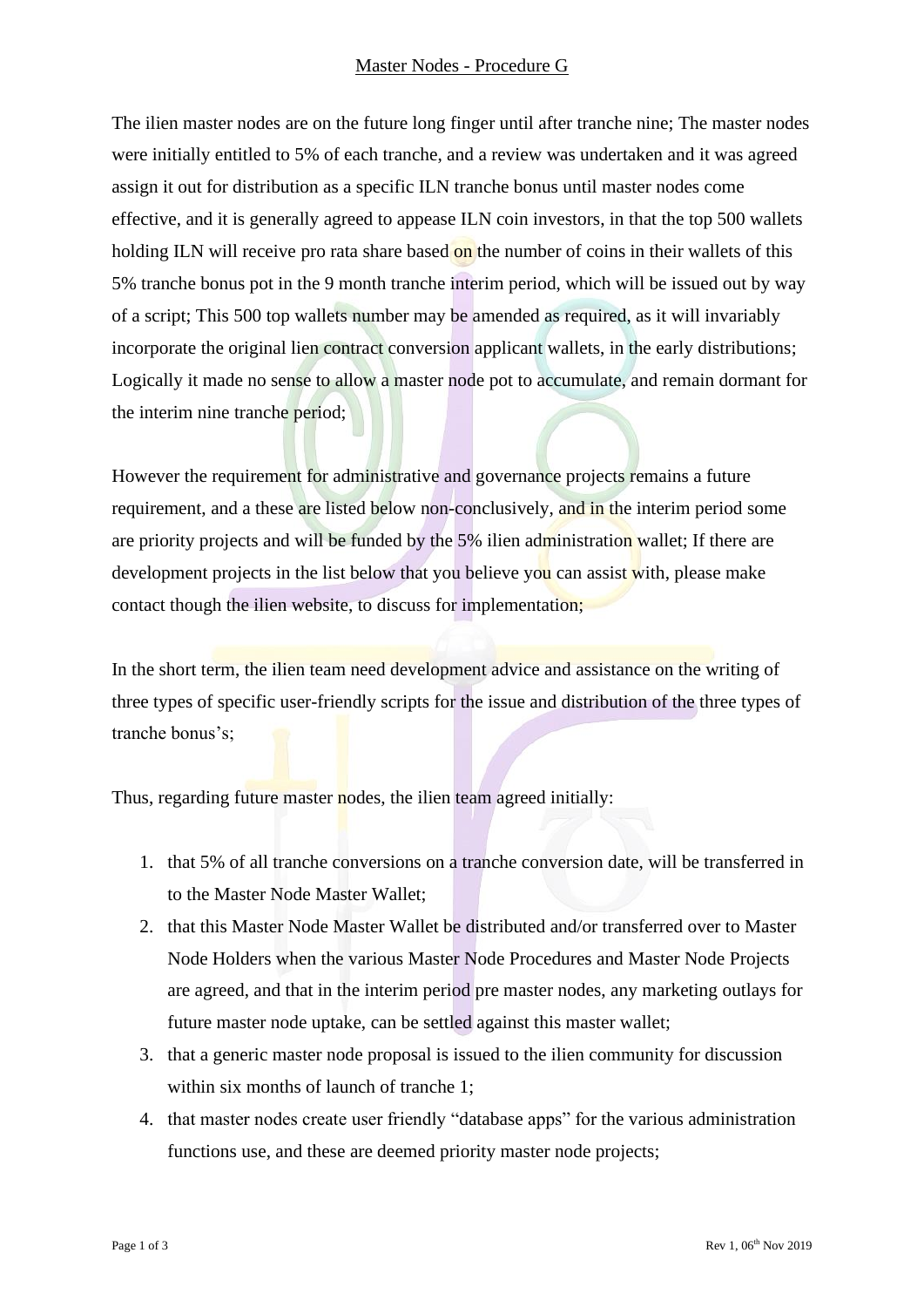# Master Nodes - Procedure G

The ilien master nodes are on the future long finger until after tranche nine; The master nodes were initially entitled to 5% of each tranche, and a review was undertaken and it was agreed assign it out for distribution as a specific ILN tranche bonus until master nodes come effective, and it is generally agreed to appease ILN coin investors, in that the top 500 wallets holding ILN will receive pro rata share based on the number of coins in their wallets of this 5% tranche bonus pot in the 9 month tranche interim period, which will be issued out by way of a script; This 500 top wallets number may be amended as required, as it will invariably incorporate the original lien contract conversion applicant wallets, in the early distributions; Logically it made no sense to allow a master node pot to accumulate, and remain dormant for the interim nine tranche period;

However the requirement for administrative and governance projects remains a future requirement, and a these are listed below non-conclusively, and in the interim period some are priority projects and will be funded by the 5% ilien administration wallet; If there are development projects in the list below that you believe you can assist with, please make contact though the ilien website, to discuss for implementation;

In the short term, the ilien team need development advice and assistance on the writing of three types of specific user-friendly scripts for the issue and distribution of the three types of tranche bonus's;

Thus, regarding future master nodes, the ilien team agreed initially:

1. that 5% of all tranche conversions on a tranche conversion date, will be transferred in to the Master Node Master Wallet;
2. that this Master Node Master Wallet be distributed and/or transferred over to Master Node Holders when the various Master Node Procedures and Master Node Projects are agreed, and that in the interim period pre master nodes, any marketing outlays for future master node uptake, can be settled against this master wallet;
3. that a generic master node proposal is issued to the ilien community for discussion within six months of launch of tranche 1;
4. that master nodes create user friendly "database apps" for the various administration functions use, and these are deemed priority master node projects;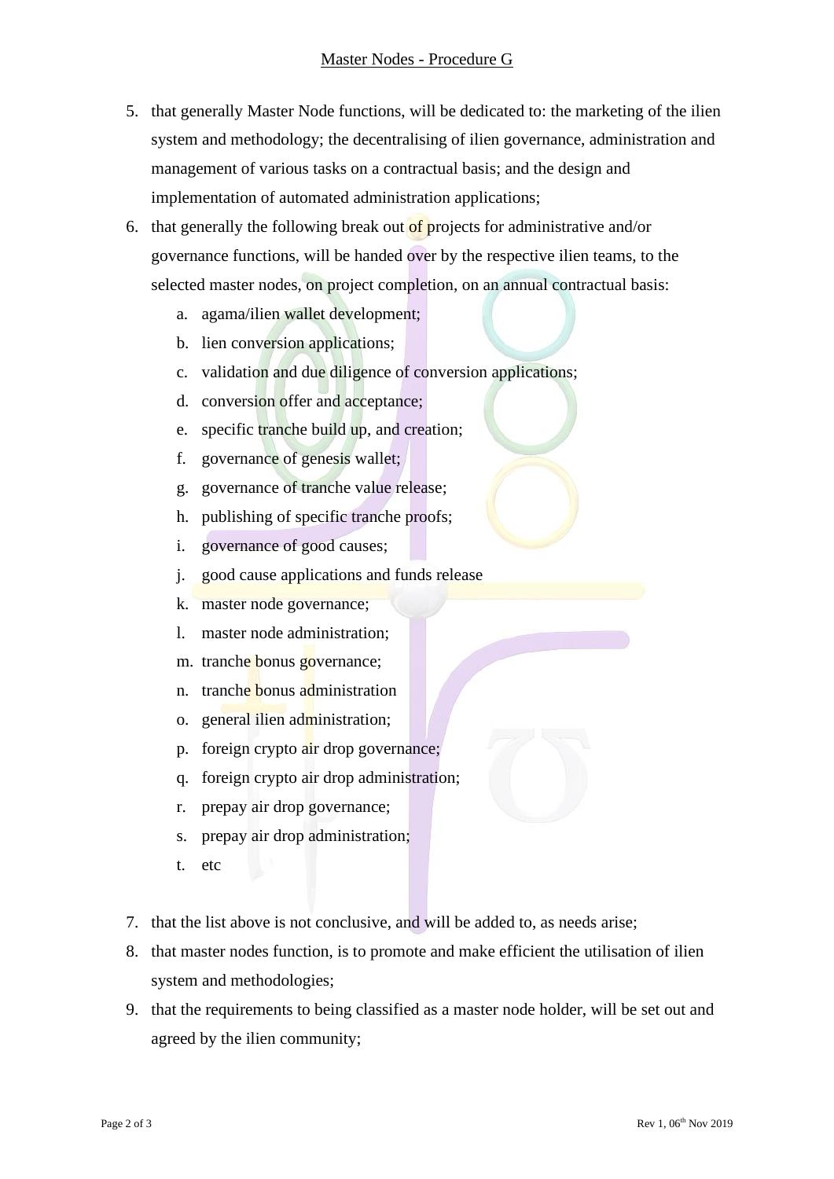5. that generally Master Node functions, will be dedicated to: the marketing of the ilien system and methodology; the decentralising of ilien governance, administration and management of various tasks on a contractual basis; and the design and implementation of automated administration applications;
6. that generally the following break out of projects for administrative and/or governance functions, will be handed over by the respective ilien teams, to the selected master nodes, on project completion, on an annual contractual basis:
   a. agama/ilien wallet development;
   b. lien conversion applications;
   c. validation and due diligence of conversion applications;
   d. conversion offer and acceptance;
   e. specific tranche build up, and creation;
   f. governance of genesis wallet;
   g. governance of tranche value release;
   h. publishing of specific tranche proofs;
   i. governance of good causes;
   j. good cause applications and funds release
   k. master node governance;
   l. master node administration;
   m. tranche bonus governance;
   n. tranche bonus administration
   o. general ilien administration;
   p. foreign crypto air drop governance;
   q. foreign crypto air drop administration;
   r. prepay air drop governance;
   s. prepay air drop administration;
   t. etc
7. that the list above is not conclusive, and will be added to, as needs arise;
8. that master nodes function, is to promote and make efficient the utilisation of ilien system and methodologies;
9. that the requirements to being classified as a master node holder, will be set out and agreed by the ilien community;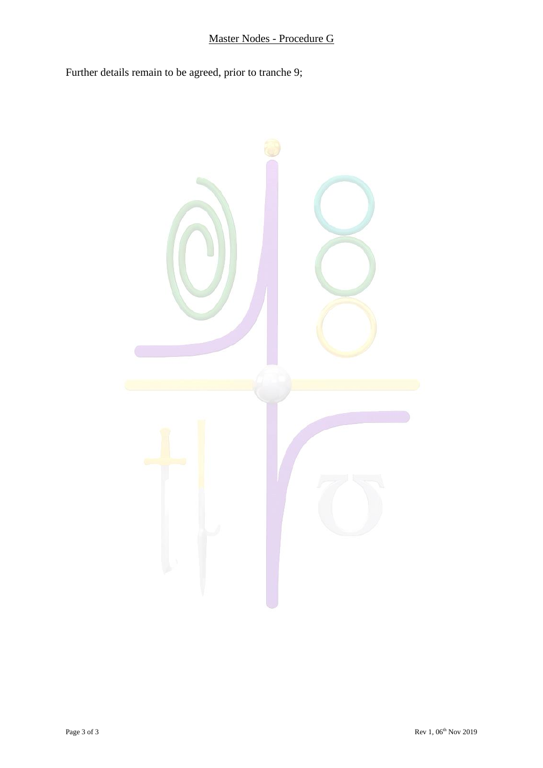# Master Nodes - Procedure G

Further details remain to be agreed, prior to tranche 9;